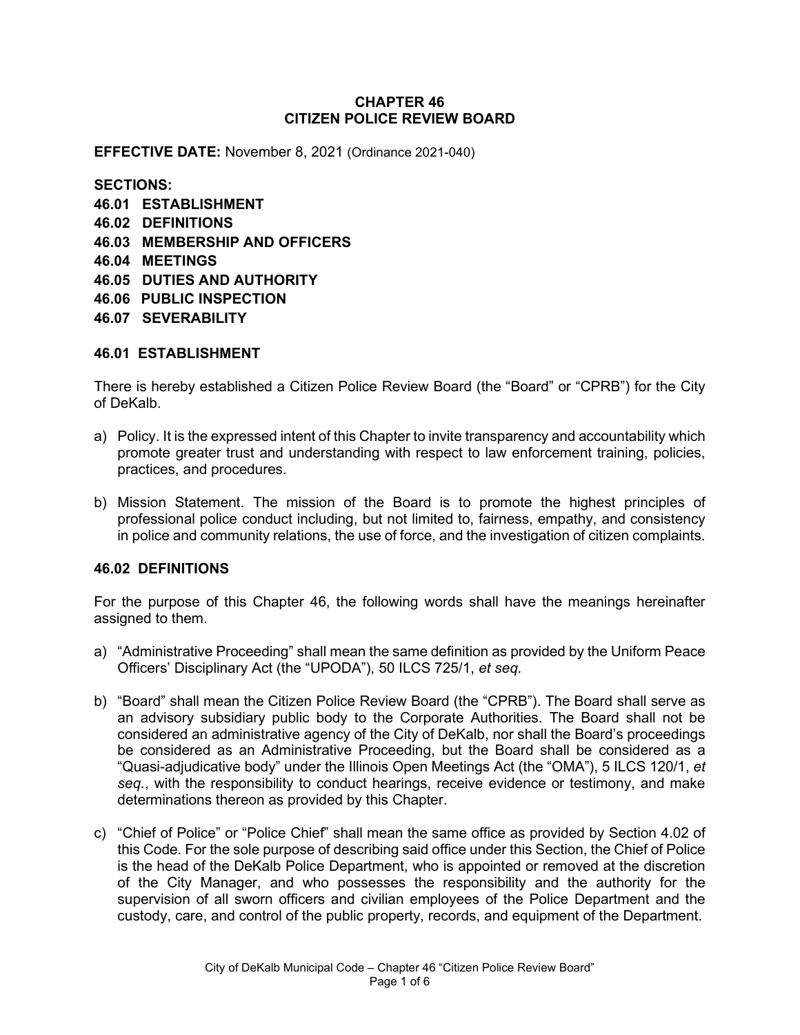# CHAPTER 46
# CITIZEN POLICE REVIEW BOARD

**EFFECTIVE DATE:** November 8, 2021 (Ordinance 2021-040)

**SECTIONS:**
**46.01 ESTABLISHMENT**
**46.02 DEFINITIONS**
**46.03 MEMBERSHIP AND OFFICERS**
**46.04 MEETINGS**
**46.05 DUTIES AND AUTHORITY**
**46.06 PUBLIC INSPECTION**
**46.07 SEVERABILITY**

## 46.01 ESTABLISHMENT

There is hereby established a Citizen Police Review Board (the "Board" or "CPRB") for the City of DeKalb.

a) Policy. It is the expressed intent of this Chapter to invite transparency and accountability which promote greater trust and understanding with respect to law enforcement training, policies, practices, and procedures.

b) Mission Statement. The mission of the Board is to promote the highest principles of professional police conduct including, but not limited to, fairness, empathy, and consistency in police and community relations, the use of force, and the investigation of citizen complaints.

## 46.02 DEFINITIONS

For the purpose of this Chapter 46, the following words shall have the meanings hereinafter assigned to them.

a) "Administrative Proceeding" shall mean the same definition as provided by the Uniform Peace Officers' Disciplinary Act (the "UPODA"), 50 ILCS 725/1, *et seq.*

b) "Board" shall mean the Citizen Police Review Board (the "CPRB"). The Board shall serve as an advisory subsidiary public body to the Corporate Authorities. The Board shall not be considered an administrative agency of the City of DeKalb, nor shall the Board's proceedings be considered as an Administrative Proceeding, but the Board shall be considered as a "Quasi-adjudicative body" under the Illinois Open Meetings Act (the "OMA"), 5 ILCS 120/1, *et seq.*, with the responsibility to conduct hearings, receive evidence or testimony, and make determinations thereon as provided by this Chapter.

c) "Chief of Police" or "Police Chief" shall mean the same office as provided by Section 4.02 of this Code. For the sole purpose of describing said office under this Section, the Chief of Police is the head of the DeKalb Police Department, who is appointed or removed at the discretion of the City Manager, and who possesses the responsibility and the authority for the supervision of all sworn officers and civilian employees of the Police Department and the custody, care, and control of the public property, records, and equipment of the Department.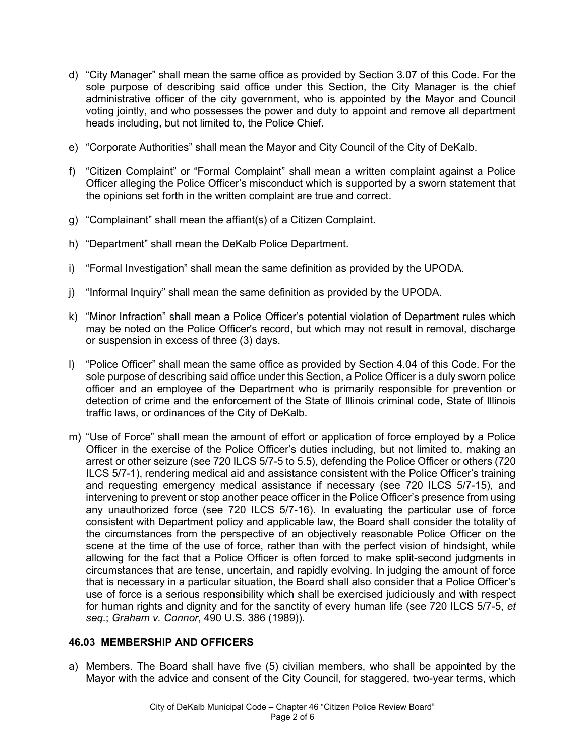d) "City Manager" shall mean the same office as provided by Section 3.07 of this Code. For the sole purpose of describing said office under this Section, the City Manager is the chief administrative officer of the city government, who is appointed by the Mayor and Council voting jointly, and who possesses the power and duty to appoint and remove all department heads including, but not limited to, the Police Chief.

e) "Corporate Authorities" shall mean the Mayor and City Council of the City of DeKalb.

f) "Citizen Complaint" or "Formal Complaint" shall mean a written complaint against a Police Officer alleging the Police Officer's misconduct which is supported by a sworn statement that the opinions set forth in the written complaint are true and correct.

g) "Complainant" shall mean the affiant(s) of a Citizen Complaint.

h) "Department" shall mean the DeKalb Police Department.

i) "Formal Investigation" shall mean the same definition as provided by the UPODA.

j) "Informal Inquiry" shall mean the same definition as provided by the UPODA.

k) "Minor Infraction" shall mean a Police Officer's potential violation of Department rules which may be noted on the Police Officer's record, but which may not result in removal, discharge or suspension in excess of three (3) days.

l) "Police Officer" shall mean the same office as provided by Section 4.04 of this Code. For the sole purpose of describing said office under this Section, a Police Officer is a duly sworn police officer and an employee of the Department who is primarily responsible for prevention or detection of crime and the enforcement of the State of Illinois criminal code, State of Illinois traffic laws, or ordinances of the City of DeKalb.

m) "Use of Force" shall mean the amount of effort or application of force employed by a Police Officer in the exercise of the Police Officer's duties including, but not limited to, making an arrest or other seizure (see 720 ILCS 5/7-5 to 5.5), defending the Police Officer or others (720 ILCS 5/7-1), rendering medical aid and assistance consistent with the Police Officer's training and requesting emergency medical assistance if necessary (see 720 ILCS 5/7-15), and intervening to prevent or stop another peace officer in the Police Officer's presence from using any unauthorized force (see 720 ILCS 5/7-16). In evaluating the particular use of force consistent with Department policy and applicable law, the Board shall consider the totality of the circumstances from the perspective of an objectively reasonable Police Officer on the scene at the time of the use of force, rather than with the perfect vision of hindsight, while allowing for the fact that a Police Officer is often forced to make split-second judgments in circumstances that are tense, uncertain, and rapidly evolving. In judging the amount of force that is necessary in a particular situation, the Board shall also consider that a Police Officer's use of force is a serious responsibility which shall be exercised judiciously and with respect for human rights and dignity and for the sanctity of every human life (see 720 ILCS 5/7-5, *et seq.*; *Graham v. Connor*, 490 U.S. 386 (1989)).

### 46.03 MEMBERSHIP AND OFFICERS

a) Members. The Board shall have five (5) civilian members, who shall be appointed by the Mayor with the advice and consent of the City Council, for staggered, two-year terms, which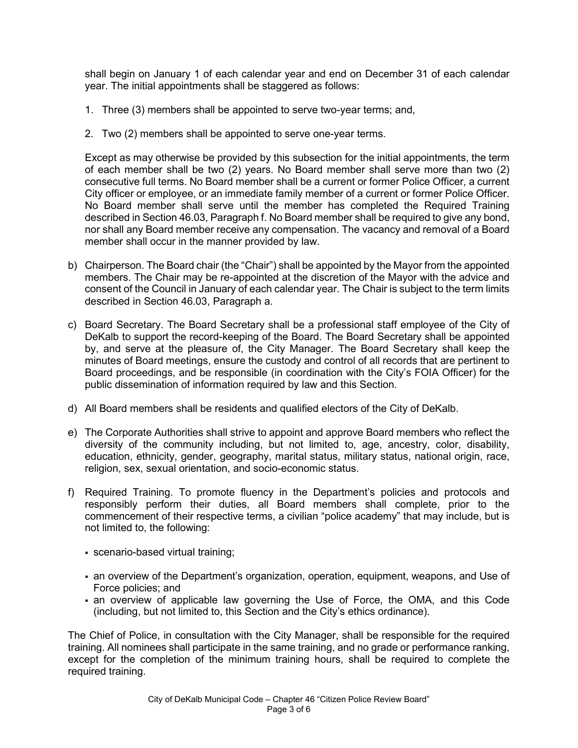shall begin on January 1 of each calendar year and end on December 31 of each calendar year. The initial appointments shall be staggered as follows:

1. Three (3) members shall be appointed to serve two-year terms; and,

2. Two (2) members shall be appointed to serve one-year terms.

Except as may otherwise be provided by this subsection for the initial appointments, the term of each member shall be two (2) years. No Board member shall serve more than two (2) consecutive full terms. No Board member shall be a current or former Police Officer, a current City officer or employee, or an immediate family member of a current or former Police Officer. No Board member shall serve until the member has completed the Required Training described in Section 46.03, Paragraph f. No Board member shall be required to give any bond, nor shall any Board member receive any compensation. The vacancy and removal of a Board member shall occur in the manner provided by law.

b) Chairperson. The Board chair (the "Chair") shall be appointed by the Mayor from the appointed members. The Chair may be re-appointed at the discretion of the Mayor with the advice and consent of the Council in January of each calendar year. The Chair is subject to the term limits described in Section 46.03, Paragraph a.

c) Board Secretary. The Board Secretary shall be a professional staff employee of the City of DeKalb to support the record-keeping of the Board. The Board Secretary shall be appointed by, and serve at the pleasure of, the City Manager. The Board Secretary shall keep the minutes of Board meetings, ensure the custody and control of all records that are pertinent to Board proceedings, and be responsible (in coordination with the City's FOIA Officer) for the public dissemination of information required by law and this Section.

d) All Board members shall be residents and qualified electors of the City of DeKalb.

e) The Corporate Authorities shall strive to appoint and approve Board members who reflect the diversity of the community including, but not limited to, age, ancestry, color, disability, education, ethnicity, gender, geography, marital status, military status, national origin, race, religion, sex, sexual orientation, and socio-economic status.

f) Required Training. To promote fluency in the Department's policies and protocols and responsibly perform their duties, all Board members shall complete, prior to the commencement of their respective terms, a civilian "police academy" that may include, but is not limited to, the following:

   - scenario-based virtual training;
   - an overview of the Department's organization, operation, equipment, weapons, and Use of Force policies; and
   - an overview of applicable law governing the Use of Force, the OMA, and this Code (including, but not limited to, this Section and the City's ethics ordinance).

The Chief of Police, in consultation with the City Manager, shall be responsible for the required training. All nominees shall participate in the same training, and no grade or performance ranking, except for the completion of the minimum training hours, shall be required to complete the required training.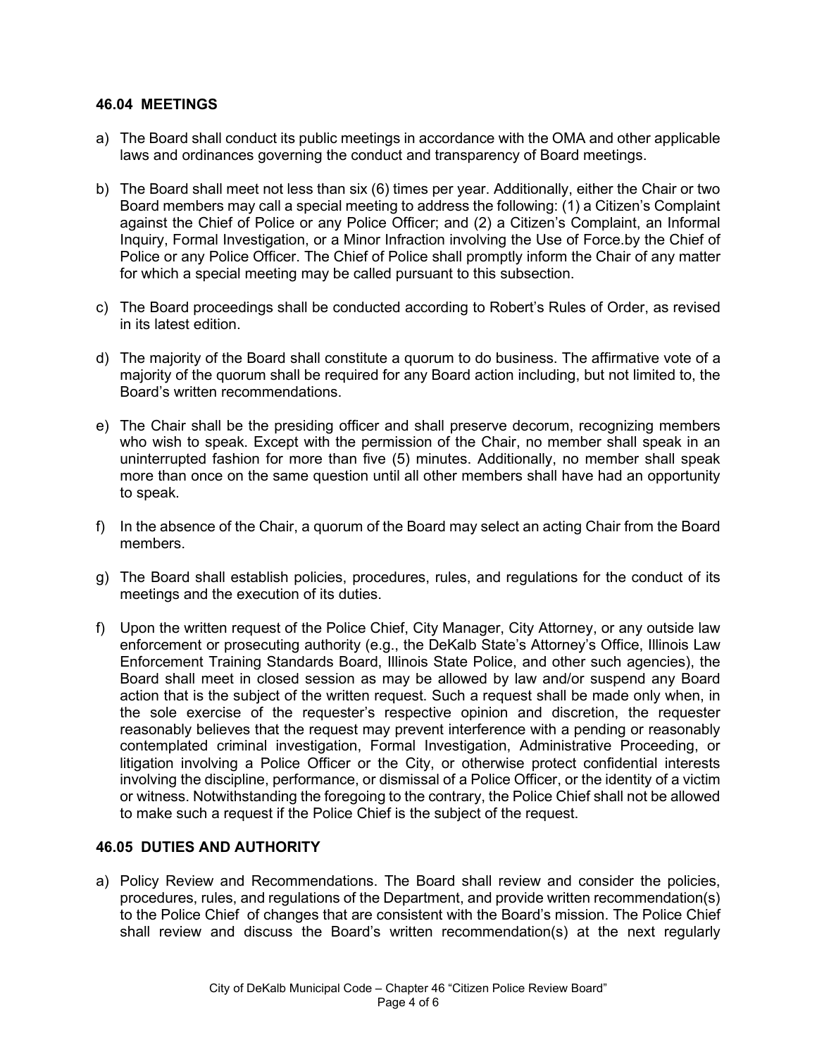## 46.04 MEETINGS

a) The Board shall conduct its public meetings in accordance with the OMA and other applicable laws and ordinances governing the conduct and transparency of Board meetings.

b) The Board shall meet not less than six (6) times per year. Additionally, either the Chair or two Board members may call a special meeting to address the following: (1) a Citizen's Complaint against the Chief of Police or any Police Officer; and (2) a Citizen's Complaint, an Informal Inquiry, Formal Investigation, or a Minor Infraction involving the Use of Force.by the Chief of Police or any Police Officer. The Chief of Police shall promptly inform the Chair of any matter for which a special meeting may be called pursuant to this subsection.

c) The Board proceedings shall be conducted according to Robert's Rules of Order, as revised in its latest edition.

d) The majority of the Board shall constitute a quorum to do business. The affirmative vote of a majority of the quorum shall be required for any Board action including, but not limited to, the Board's written recommendations.

e) The Chair shall be the presiding officer and shall preserve decorum, recognizing members who wish to speak. Except with the permission of the Chair, no member shall speak in an uninterrupted fashion for more than five (5) minutes. Additionally, no member shall speak more than once on the same question until all other members shall have had an opportunity to speak.

f) In the absence of the Chair, a quorum of the Board may select an acting Chair from the Board members.

g) The Board shall establish policies, procedures, rules, and regulations for the conduct of its meetings and the execution of its duties.

f) Upon the written request of the Police Chief, City Manager, City Attorney, or any outside law enforcement or prosecuting authority (e.g., the DeKalb State's Attorney's Office, Illinois Law Enforcement Training Standards Board, Illinois State Police, and other such agencies), the Board shall meet in closed session as may be allowed by law and/or suspend any Board action that is the subject of the written request. Such a request shall be made only when, in the sole exercise of the requester's respective opinion and discretion, the requester reasonably believes that the request may prevent interference with a pending or reasonably contemplated criminal investigation, Formal Investigation, Administrative Proceeding, or litigation involving a Police Officer or the City, or otherwise protect confidential interests involving the discipline, performance, or dismissal of a Police Officer, or the identity of a victim or witness. Notwithstanding the foregoing to the contrary, the Police Chief shall not be allowed to make such a request if the Police Chief is the subject of the request.

## 46.05 DUTIES AND AUTHORITY

a) Policy Review and Recommendations. The Board shall review and consider the policies, procedures, rules, and regulations of the Department, and provide written recommendation(s) to the Police Chief of changes that are consistent with the Board's mission. The Police Chief shall review and discuss the Board's written recommendation(s) at the next regularly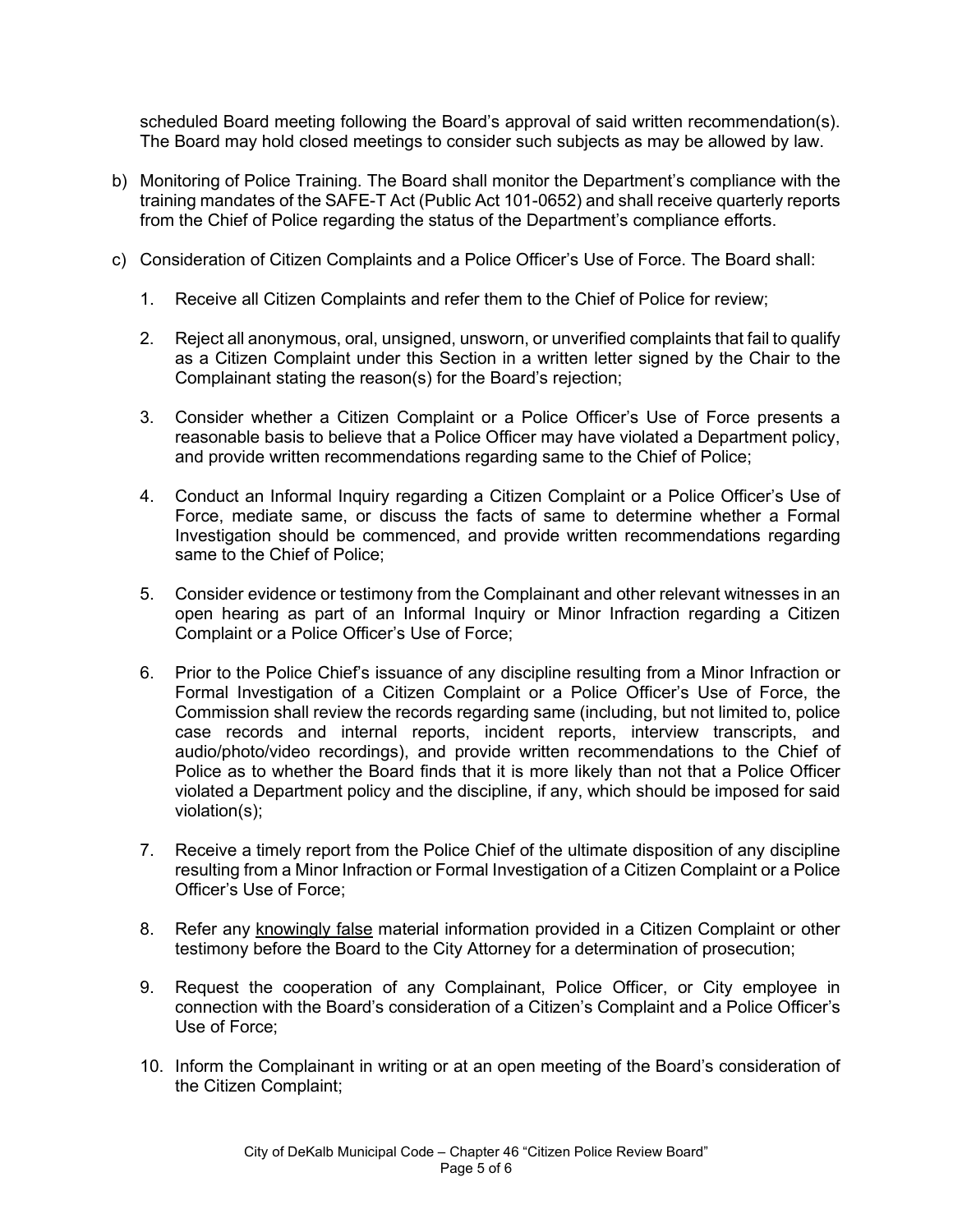scheduled Board meeting following the Board's approval of said written recommendation(s). The Board may hold closed meetings to consider such subjects as may be allowed by law.

b) Monitoring of Police Training. The Board shall monitor the Department's compliance with the training mandates of the SAFE-T Act (Public Act 101-0652) and shall receive quarterly reports from the Chief of Police regarding the status of the Department's compliance efforts.

c) Consideration of Citizen Complaints and a Police Officer's Use of Force. The Board shall:

1. Receive all Citizen Complaints and refer them to the Chief of Police for review;

2. Reject all anonymous, oral, unsigned, unsworn, or unverified complaints that fail to qualify as a Citizen Complaint under this Section in a written letter signed by the Chair to the Complainant stating the reason(s) for the Board's rejection;

3. Consider whether a Citizen Complaint or a Police Officer's Use of Force presents a reasonable basis to believe that a Police Officer may have violated a Department policy, and provide written recommendations regarding same to the Chief of Police;

4. Conduct an Informal Inquiry regarding a Citizen Complaint or a Police Officer's Use of Force, mediate same, or discuss the facts of same to determine whether a Formal Investigation should be commenced, and provide written recommendations regarding same to the Chief of Police;

5. Consider evidence or testimony from the Complainant and other relevant witnesses in an open hearing as part of an Informal Inquiry or Minor Infraction regarding a Citizen Complaint or a Police Officer's Use of Force;

6. Prior to the Police Chief's issuance of any discipline resulting from a Minor Infraction or Formal Investigation of a Citizen Complaint or a Police Officer's Use of Force, the Commission shall review the records regarding same (including, but not limited to, police case records and internal reports, incident reports, interview transcripts, and audio/photo/video recordings), and provide written recommendations to the Chief of Police as to whether the Board finds that it is more likely than not that a Police Officer violated a Department policy and the discipline, if any, which should be imposed for said violation(s);

7. Receive a timely report from the Police Chief of the ultimate disposition of any discipline resulting from a Minor Infraction or Formal Investigation of a Citizen Complaint or a Police Officer's Use of Force;

8. Refer any <u>knowingly false</u> material information provided in a Citizen Complaint or other testimony before the Board to the City Attorney for a determination of prosecution;

9. Request the cooperation of any Complainant, Police Officer, or City employee in connection with the Board's consideration of a Citizen's Complaint and a Police Officer's Use of Force;

10. Inform the Complainant in writing or at an open meeting of the Board's consideration of the Citizen Complaint;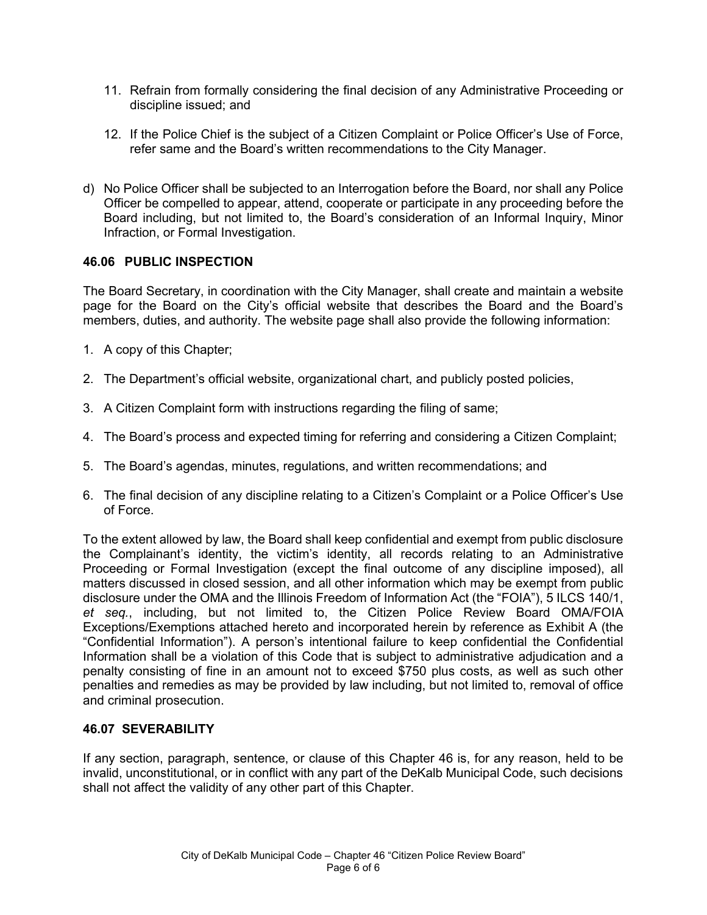11. Refrain from formally considering the final decision of any Administrative Proceeding or discipline issued; and

12. If the Police Chief is the subject of a Citizen Complaint or Police Officer's Use of Force, refer same and the Board's written recommendations to the City Manager.

d) No Police Officer shall be subjected to an Interrogation before the Board, nor shall any Police Officer be compelled to appear, attend, cooperate or participate in any proceeding before the Board including, but not limited to, the Board's consideration of an Informal Inquiry, Minor Infraction, or Formal Investigation.

### 46.06 PUBLIC INSPECTION

The Board Secretary, in coordination with the City Manager, shall create and maintain a website page for the Board on the City's official website that describes the Board and the Board's members, duties, and authority. The website page shall also provide the following information:

1. A copy of this Chapter;

2. The Department's official website, organizational chart, and publicly posted policies,

3. A Citizen Complaint form with instructions regarding the filing of same;

4. The Board's process and expected timing for referring and considering a Citizen Complaint;

5. The Board's agendas, minutes, regulations, and written recommendations; and

6. The final decision of any discipline relating to a Citizen's Complaint or a Police Officer's Use of Force.

To the extent allowed by law, the Board shall keep confidential and exempt from public disclosure the Complainant's identity, the victim's identity, all records relating to an Administrative Proceeding or Formal Investigation (except the final outcome of any discipline imposed), all matters discussed in closed session, and all other information which may be exempt from public disclosure under the OMA and the Illinois Freedom of Information Act (the "FOIA"), 5 ILCS 140/1, *et seq.*, including, but not limited to, the Citizen Police Review Board OMA/FOIA Exceptions/Exemptions attached hereto and incorporated herein by reference as Exhibit A (the "Confidential Information"). A person's intentional failure to keep confidential the Confidential Information shall be a violation of this Code that is subject to administrative adjudication and a penalty consisting of fine in an amount not to exceed $750 plus costs, as well as such other penalties and remedies as may be provided by law including, but not limited to, removal of office and criminal prosecution.

### 46.07 SEVERABILITY

If any section, paragraph, sentence, or clause of this Chapter 46 is, for any reason, held to be invalid, unconstitutional, or in conflict with any part of the DeKalb Municipal Code, such decisions shall not affect the validity of any other part of this Chapter.